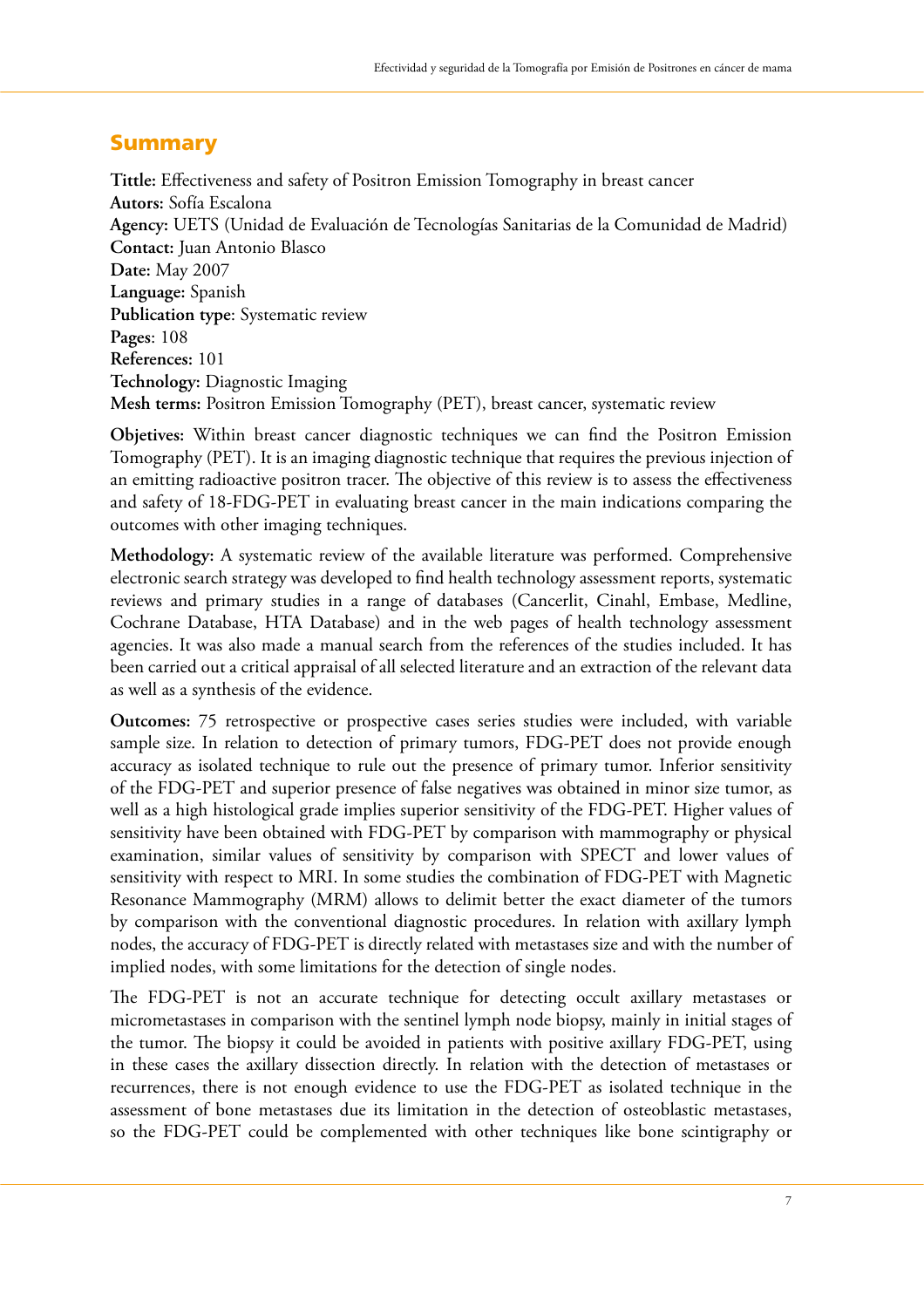## Summary

**Tittle:** Effectiveness and safety of Positron Emission Tomography in breast cancer
**Autors:** Sofía Escalona
**Agency:** UETS (Unidad de Evaluación de Tecnologías Sanitarias de la Comunidad de Madrid)
**Contact:** Juan Antonio Blasco
**Date:** May 2007
**Language:** Spanish
**Publication type**: Systematic review
**Pages**: 108
**References:** 101
**Technology:** Diagnostic Imaging
**Mesh terms:** Positron Emission Tomography (PET), breast cancer, systematic review

**Objetives:** Within breast cancer diagnostic techniques we can find the Positron Emission Tomography (PET). It is an imaging diagnostic technique that requires the previous injection of an emitting radioactive positron tracer. The objective of this review is to assess the effectiveness and safety of 18-FDG-PET in evaluating breast cancer in the main indications comparing the outcomes with other imaging techniques.

**Methodology:** A systematic review of the available literature was performed. Comprehensive electronic search strategy was developed to find health technology assessment reports, systematic reviews and primary studies in a range of databases (Cancerlit, Cinahl, Embase, Medline, Cochrane Database, HTA Database) and in the web pages of health technology assessment agencies. It was also made a manual search from the references of the studies included. It has been carried out a critical appraisal of all selected literature and an extraction of the relevant data as well as a synthesis of the evidence.

**Outcomes:** 75 retrospective or prospective cases series studies were included, with variable sample size. In relation to detection of primary tumors, FDG-PET does not provide enough accuracy as isolated technique to rule out the presence of primary tumor. Inferior sensitivity of the FDG-PET and superior presence of false negatives was obtained in minor size tumor, as well as a high histological grade implies superior sensitivity of the FDG-PET. Higher values of sensitivity have been obtained with FDG-PET by comparison with mammography or physical examination, similar values of sensitivity by comparison with SPECT and lower values of sensitivity with respect to MRI. In some studies the combination of FDG-PET with Magnetic Resonance Mammography (MRM) allows to delimit better the exact diameter of the tumors by comparison with the conventional diagnostic procedures. In relation with axillary lymph nodes, the accuracy of FDG-PET is directly related with metastases size and with the number of implied nodes, with some limitations for the detection of single nodes.

The FDG-PET is not an accurate technique for detecting occult axillary metastases or micrometastases in comparison with the sentinel lymph node biopsy, mainly in initial stages of the tumor. The biopsy it could be avoided in patients with positive axillary FDG-PET, using in these cases the axillary dissection directly. In relation with the detection of metastases or recurrences, there is not enough evidence to use the FDG-PET as isolated technique in the assessment of bone metastases due its limitation in the detection of osteoblastic metastases, so the FDG-PET could be complemented with other techniques like bone scintigraphy or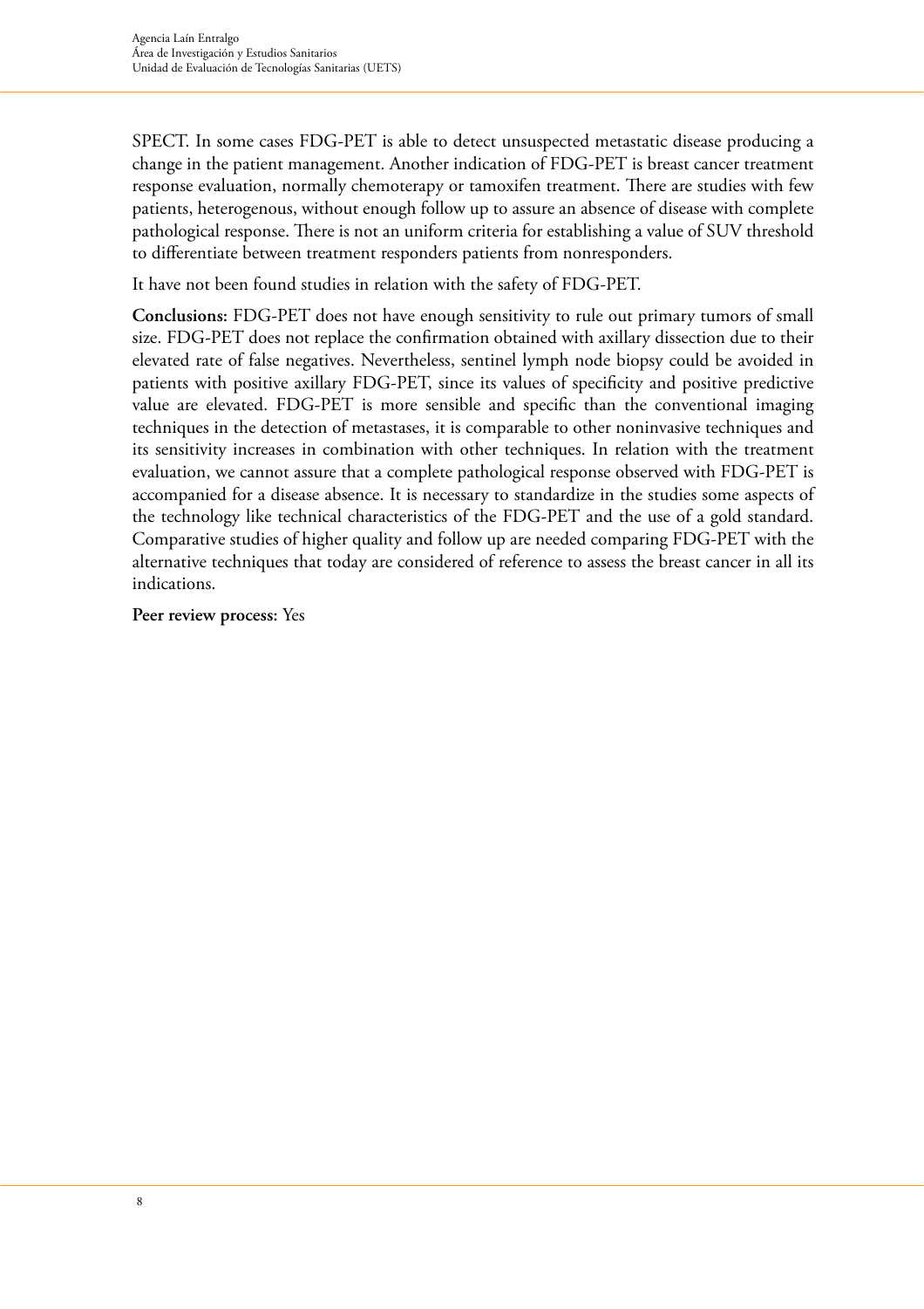SPECT. In some cases FDG-PET is able to detect unsuspected metastatic disease producing a change in the patient management. Another indication of FDG-PET is breast cancer treatment response evaluation, normally chemoterapy or tamoxifen treatment. There are studies with few patients, heterogenous, without enough follow up to assure an absence of disease with complete pathological response. There is not an uniform criteria for establishing a value of SUV threshold to differentiate between treatment responders patients from nonresponders.

It have not been found studies in relation with the safety of FDG-PET.

**Conclusions:** FDG-PET does not have enough sensitivity to rule out primary tumors of small size. FDG-PET does not replace the confirmation obtained with axillary dissection due to their elevated rate of false negatives. Nevertheless, sentinel lymph node biopsy could be avoided in patients with positive axillary FDG-PET, since its values of specificity and positive predictive value are elevated. FDG-PET is more sensible and specific than the conventional imaging techniques in the detection of metastases, it is comparable to other noninvasive techniques and its sensitivity increases in combination with other techniques. In relation with the treatment evaluation, we cannot assure that a complete pathological response observed with FDG-PET is accompanied for a disease absence. It is necessary to standardize in the studies some aspects of the technology like technical characteristics of the FDG-PET and the use of a gold standard. Comparative studies of higher quality and follow up are needed comparing FDG-PET with the alternative techniques that today are considered of reference to assess the breast cancer in all its indications.

**Peer review process:** Yes